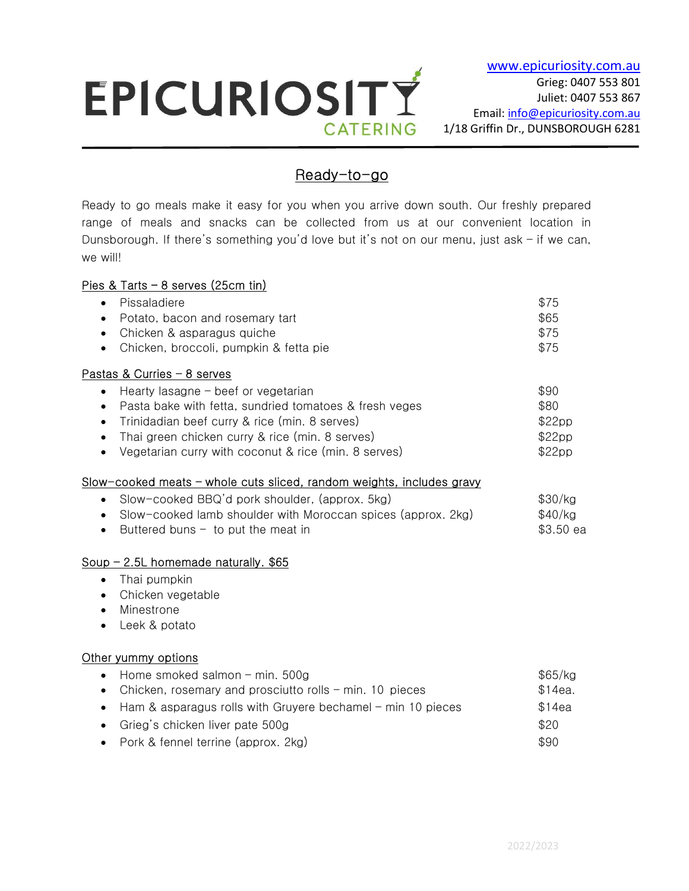# EPICURIOSITY CATERING

www.epicuriosity.com.au
Grieg: 0407 553 801
Juliet: 0407 553 867
Email: info@epicuriosity.com.au
1/18 Griffin Dr., DUNSBOROUGH 6281

## Ready-to-go

Ready to go meals make it easy for you when you arrive down south. Our freshly prepared range of meals and snacks can be collected from us at our convenient location in Dunsborough. If there's something you'd love but it's not on our menu, just ask – if we can, we will!

### Pies & Tarts – 8 serves (25cm tin)

- Pissaladiere — $75
- Potato, bacon and rosemary tart — $65
- Chicken & asparagus quiche — $75
- Chicken, broccoli, pumpkin & fetta pie — $75

### Pastas & Curries – 8 serves

- Hearty lasagne – beef or vegetarian — $90
- Pasta bake with fetta, sundried tomatoes & fresh veges — $80
- Trinidadian beef curry & rice (min. 8 serves) — $22pp
- Thai green chicken curry & rice (min. 8 serves) — $22pp
- Vegetarian curry with coconut & rice (min. 8 serves) — $22pp

### Slow-cooked meats – whole cuts sliced, random weights, includes gravy

- Slow-cooked BBQ'd pork shoulder, (approx. 5kg) — $30/kg
- Slow-cooked lamb shoulder with Moroccan spices (approx. 2kg) — $40/kg
- Buttered buns – to put the meat in — $3.50 ea

### Soup – 2.5L homemade naturally. $65

- Thai pumpkin
- Chicken vegetable
- Minestrone
- Leek & potato

### Other yummy options

- Home smoked salmon – min. 500g — $65/kg
- Chicken, rosemary and prosciutto rolls – min. 10 pieces — $14ea.
- Ham & asparagus rolls with Gruyere bechamel – min 10 pieces — $14ea
- Grieg's chicken liver pate 500g — $20
- Pork & fennel terrine (approx. 2kg) — $90

2022/2023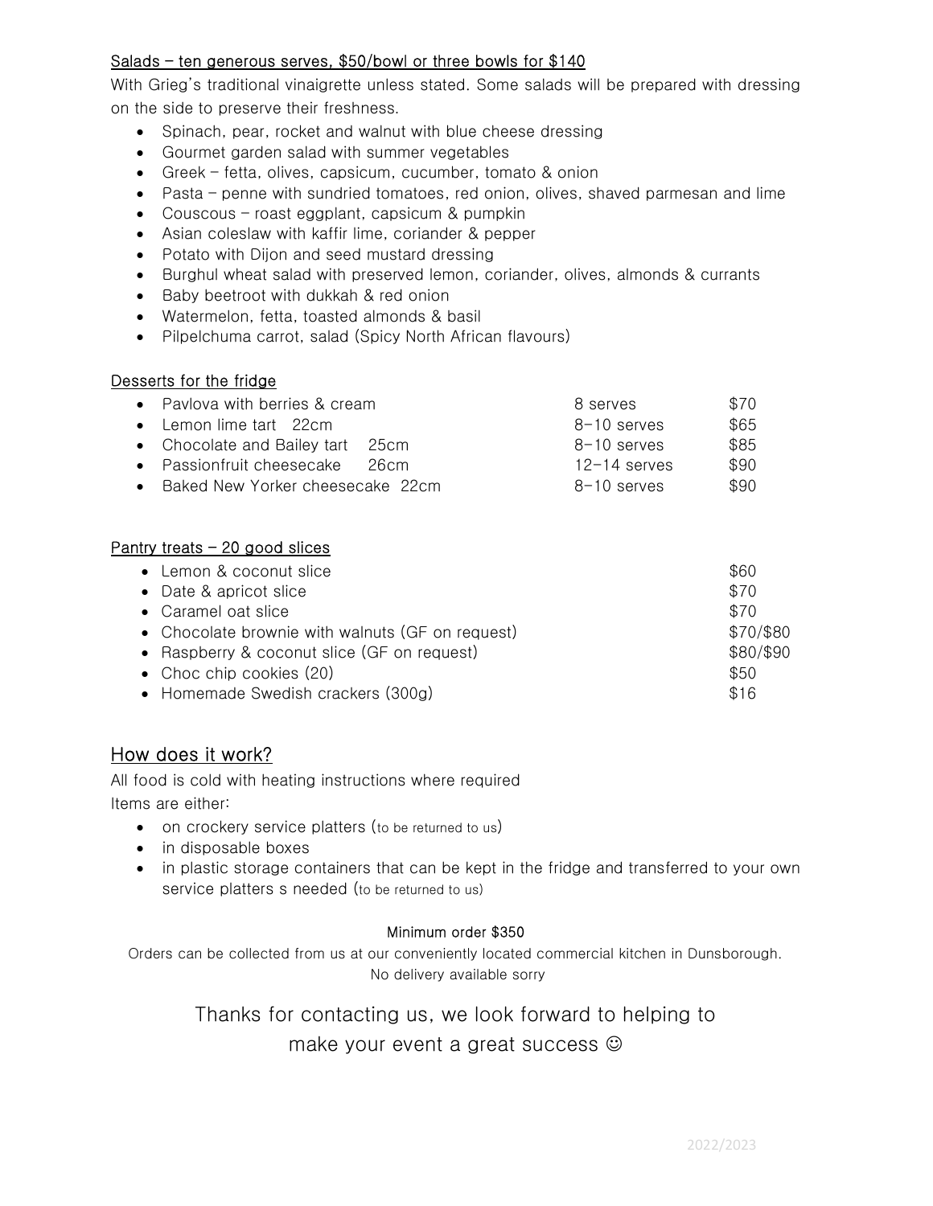Salads – ten generous serves, $50/bowl or three bowls for $140

With Grieg's traditional vinaigrette unless stated. Some salads will be prepared with dressing on the side to preserve their freshness.

- Spinach, pear, rocket and walnut with blue cheese dressing
- Gourmet garden salad with summer vegetables
- Greek – fetta, olives, capsicum, cucumber, tomato & onion
- Pasta – penne with sundried tomatoes, red onion, olives, shaved parmesan and lime
- Couscous – roast eggplant, capsicum & pumpkin
- Asian coleslaw with kaffir lime, coriander & pepper
- Potato with Dijon and seed mustard dressing
- Burghul wheat salad with preserved lemon, coriander, olives, almonds & currants
- Baby beetroot with dukkah & red onion
- Watermelon, fetta, toasted almonds & basil
- Pilpelchuma carrot, salad (Spicy North African flavours)

Desserts for the fridge

| | | |
|---|---|---|
| Pavlova with berries & cream | 8 serves | $70 |
| Lemon lime tart 22cm | 8-10 serves | $65 |
| Chocolate and Bailey tart 25cm | 8-10 serves | $85 |
| Passionfruit cheesecake 26cm | 12-14 serves | $90 |
| Baked New Yorker cheesecake 22cm | 8-10 serves | $90 |

Pantry treats – 20 good slices

| | |
|---|---|
| Lemon & coconut slice | $60 |
| Date & apricot slice | $70 |
| Caramel oat slice | $70 |
| Chocolate brownie with walnuts (GF on request) | $70/$80 |
| Raspberry & coconut slice (GF on request) | $80/$90 |
| Choc chip cookies (20) | $50 |
| Homemade Swedish crackers (300g) | $16 |

## How does it work?

All food is cold with heating instructions where required

Items are either:

- on crockery service platters (to be returned to us)
- in disposable boxes
- in plastic storage containers that can be kept in the fridge and transferred to your own service platters s needed (to be returned to us)

Minimum order $350

Orders can be collected from us at our conveniently located commercial kitchen in Dunsborough.

No delivery available sorry

Thanks for contacting us, we look forward to helping to make your event a great success ☺

2022/2023